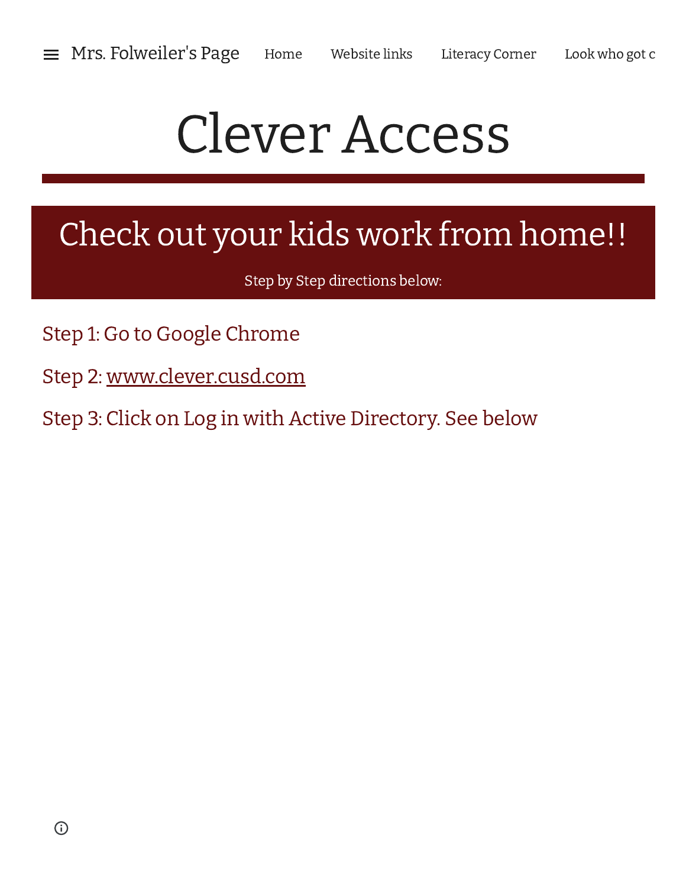Mrs. Folweiler's Page    Home    Website links    Literacy Corner    Look who got c

# Clever Access

## Check out your kids work from home!!

Step by Step directions below:

Step 1: Go to Google Chrome

Step 2: [www.clever.cusd.com](www.clever.cusd.com)

Step 3: Click on Log in with Active Directory. See below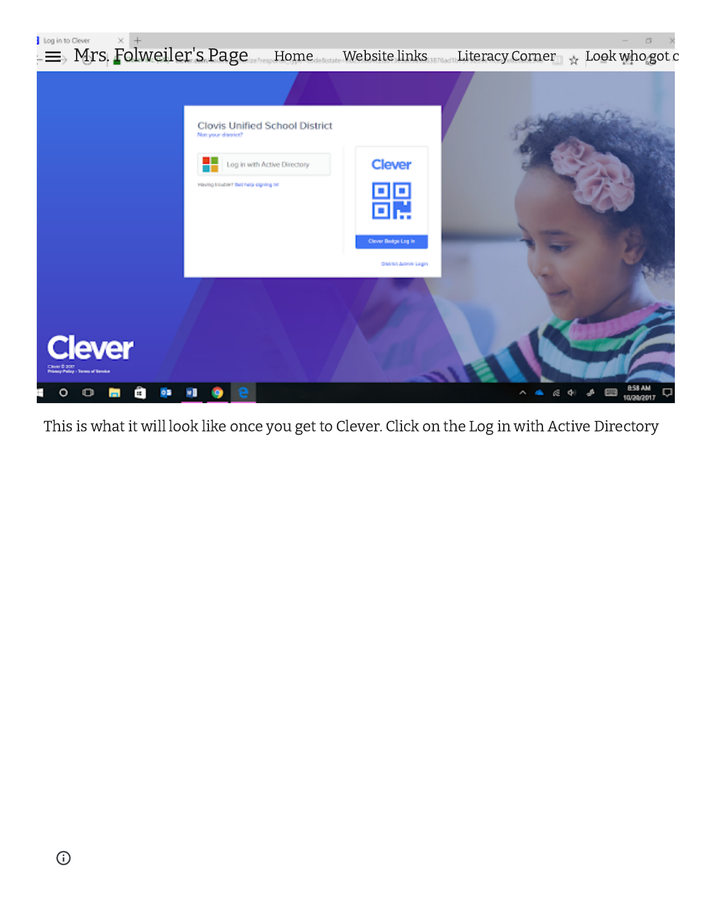Mrs. Folweiler's Page    Home    Website links    Literacy Corner    Look who got c

This is what it will look like once you get to Clever. Click on the Log in with Active Directory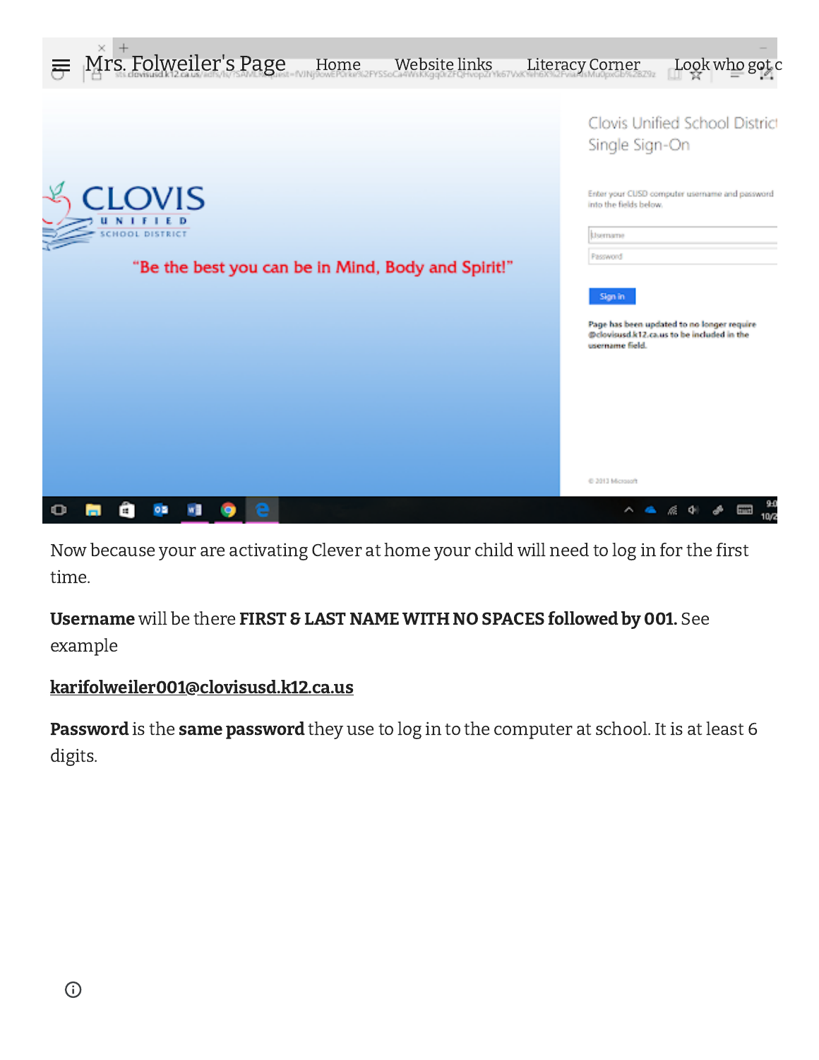Now because your are activating Clever at home your child will need to log in for the first time.

**Username** will be there **FIRST & LAST NAME WITH NO SPACES followed by 001.** See example

**karifolweiler001@clovisusd.k12.ca.us**

**Password** is the **same password** they use to log in to the computer at school. It is at least 6 digits.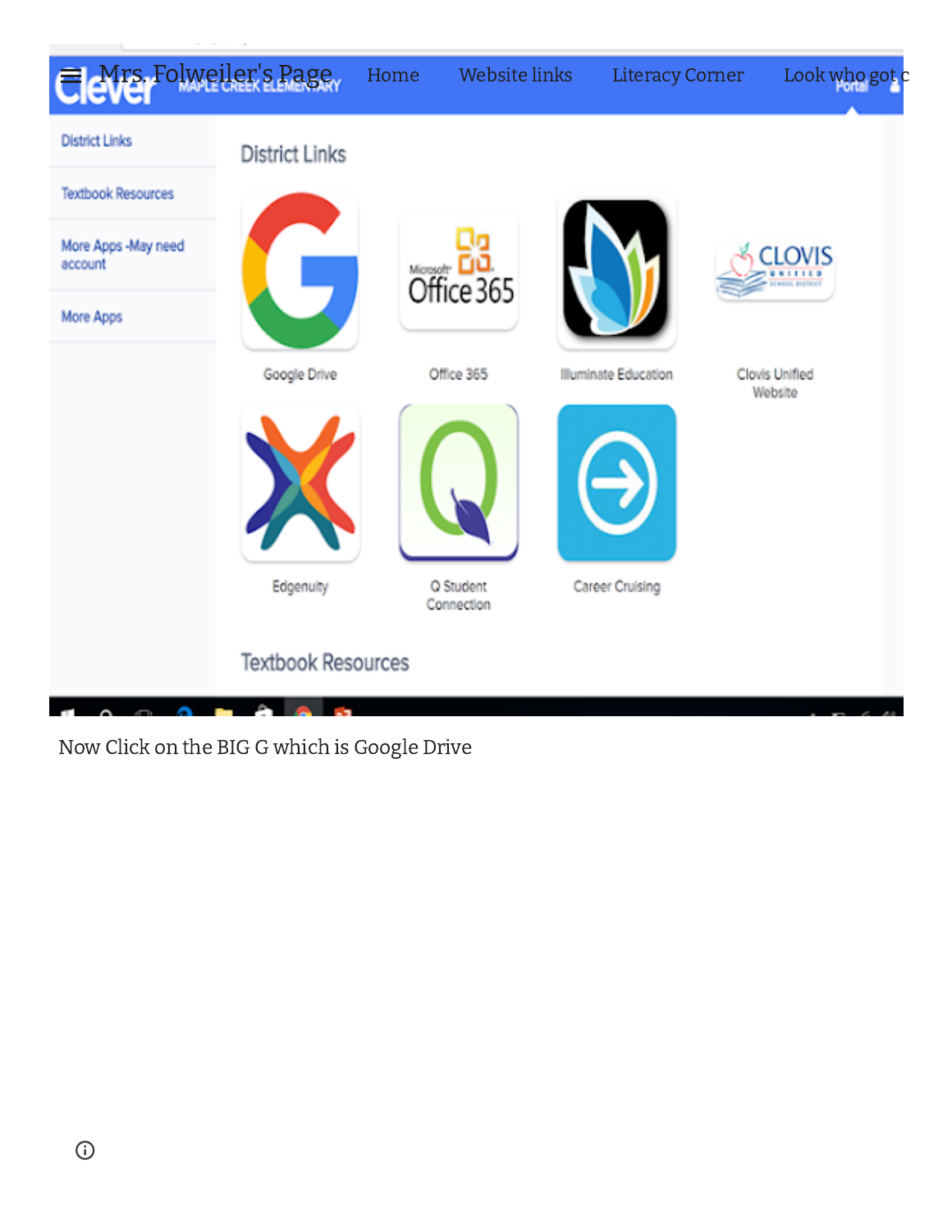Mrs. Folweiler's Page    Home    Website links    Literacy Corner    Look who got c

Now Click on the BIG G which is Google Drive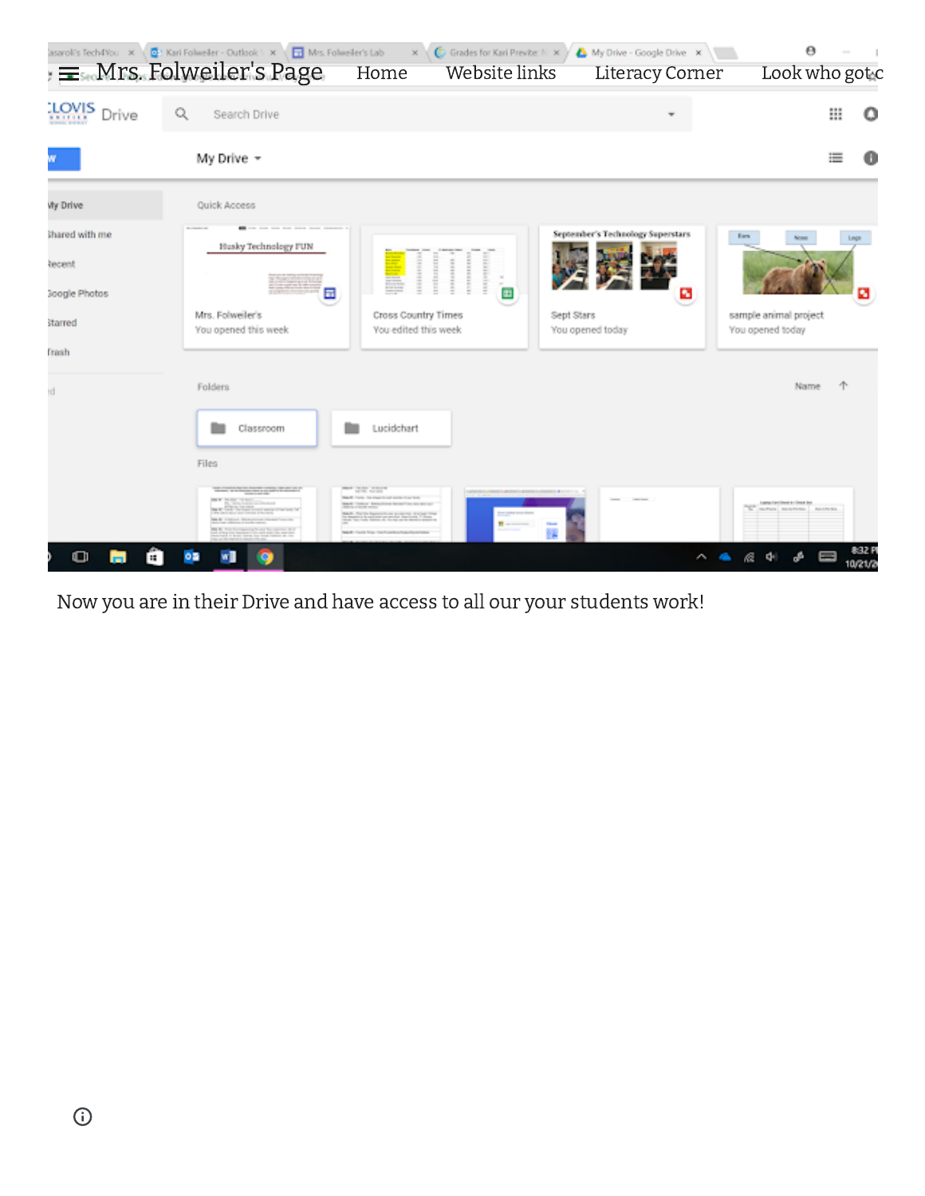Mrs. Folweiler's Page    Home    Website links    Literacy Corner    Look who got c

Now you are in their Drive and have access to all our your students work!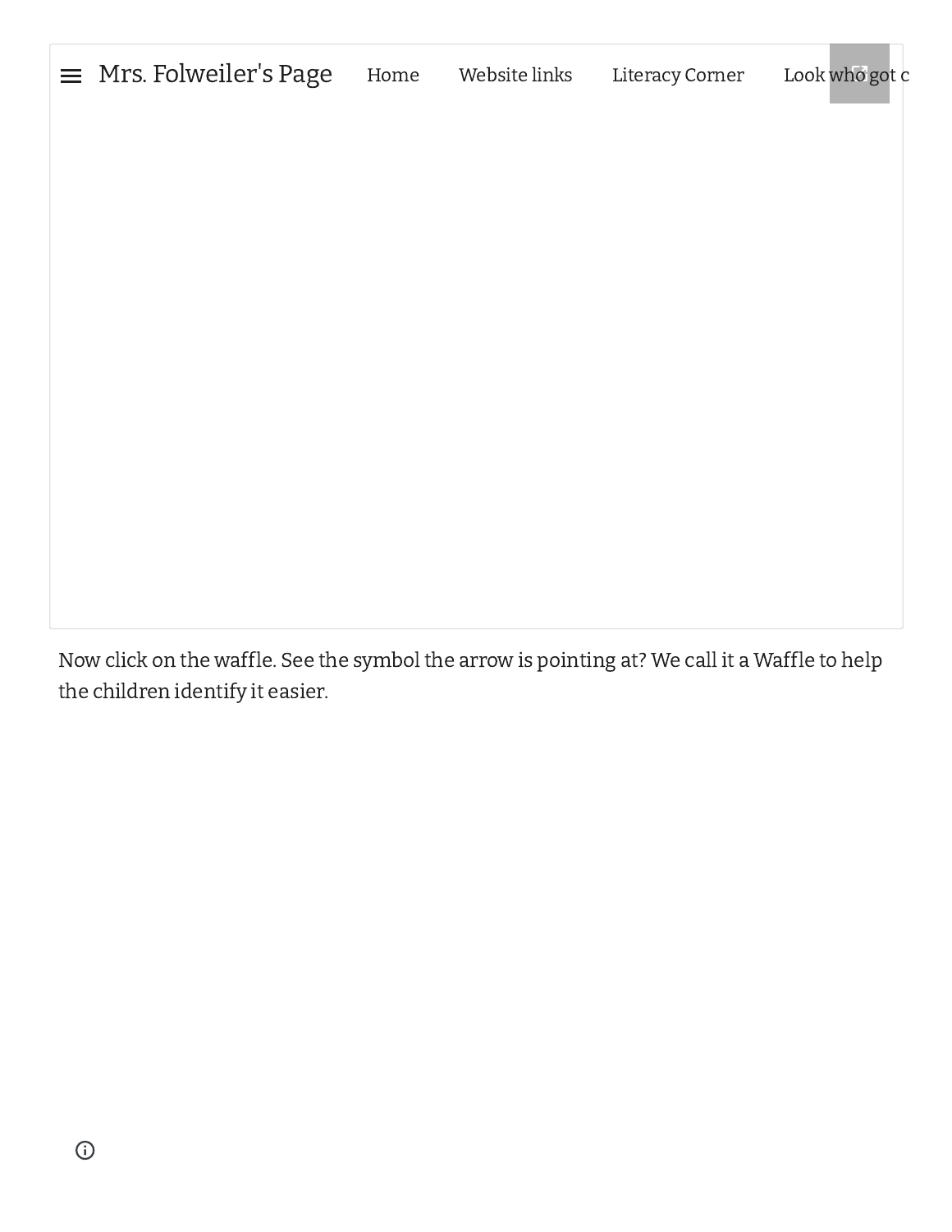Now click on the waffle. See the symbol the arrow is pointing at? We call it a Waffle to help the children identify it easier.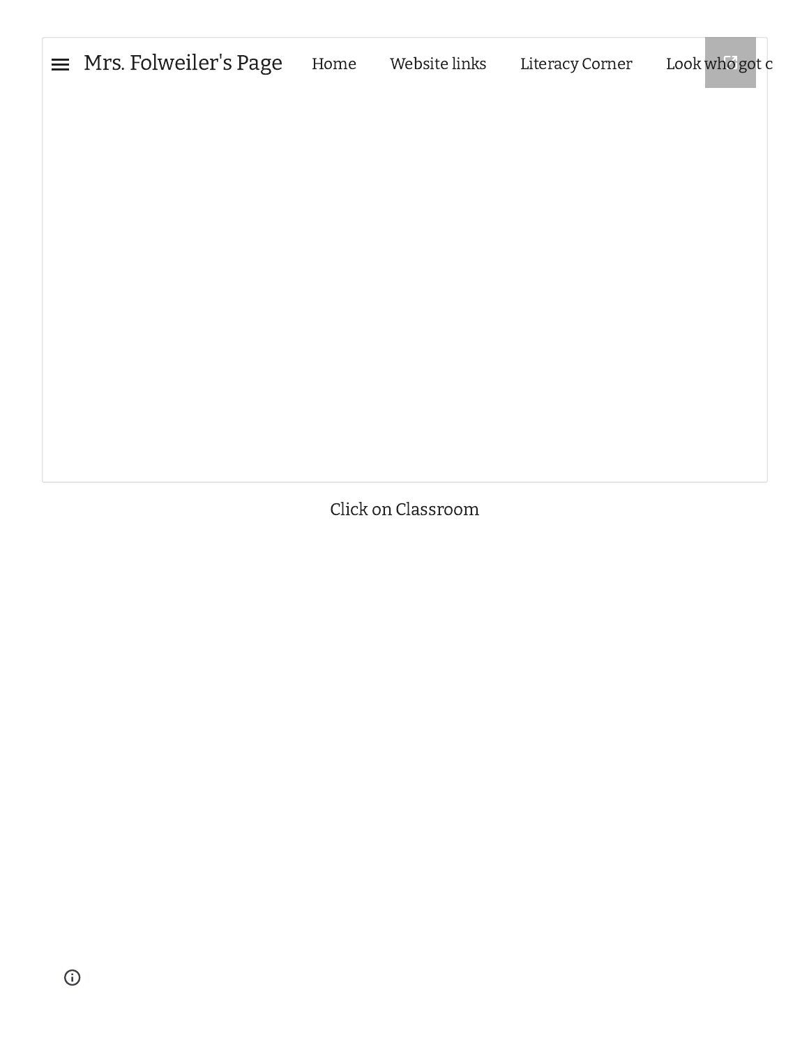Mrs. Folweiler's Page Home Website links Literacy Corner Look who got c

Click on Classroom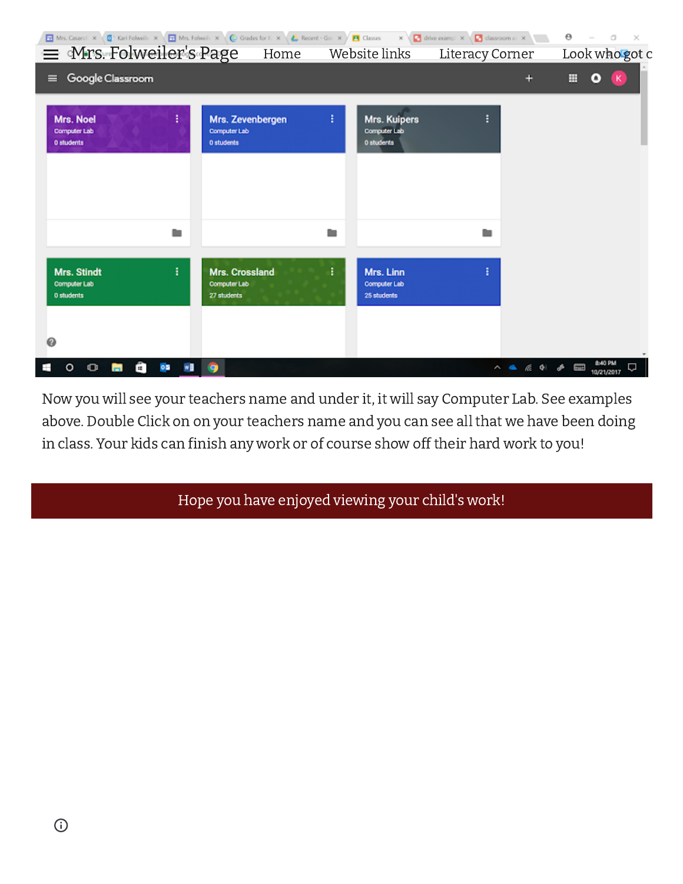Mrs. Folweiler's Page    Home    Website links    Literacy Corner    Look who got c

Now you will see your teachers name and under it, it will say Computer Lab. See examples above. Double Click on on your teachers name and you can see all that we have been doing in class. Your kids can finish any work or of course show off their hard work to you!

Hope you have enjoyed viewing your child's work!